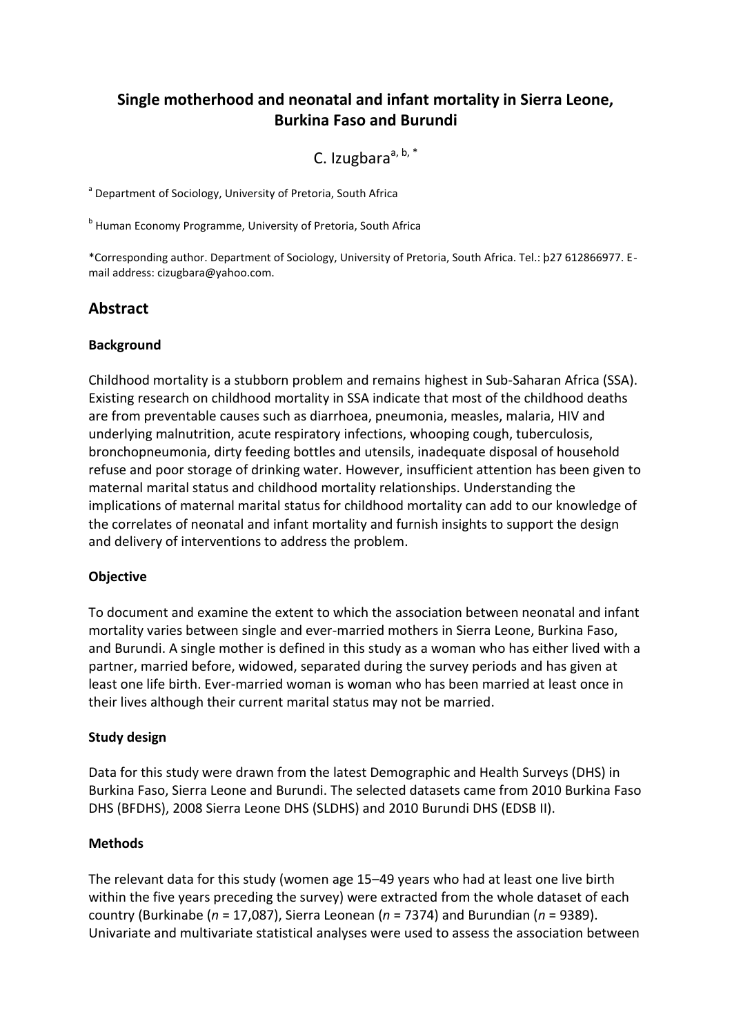# Single motherhood and neonatal and infant mortality in Sierra Leone, Burkina Faso and Burundi

C. Izugbara[a, b, *]

[a] Department of Sociology, University of Pretoria, South Africa

[b] Human Economy Programme, University of Pretoria, South Africa

*Corresponding author. Department of Sociology, University of Pretoria, South Africa. Tel.: þ27 612866977. E-mail address: cizugbara@yahoo.com.

## Abstract

### Background

Childhood mortality is a stubborn problem and remains highest in Sub-Saharan Africa (SSA). Existing research on childhood mortality in SSA indicate that most of the childhood deaths are from preventable causes such as diarrhoea, pneumonia, measles, malaria, HIV and underlying malnutrition, acute respiratory infections, whooping cough, tuberculosis, bronchopneumonia, dirty feeding bottles and utensils, inadequate disposal of household refuse and poor storage of drinking water. However, insufficient attention has been given to maternal marital status and childhood mortality relationships. Understanding the implications of maternal marital status for childhood mortality can add to our knowledge of the correlates of neonatal and infant mortality and furnish insights to support the design and delivery of interventions to address the problem.

### Objective

To document and examine the extent to which the association between neonatal and infant mortality varies between single and ever-married mothers in Sierra Leone, Burkina Faso, and Burundi. A single mother is defined in this study as a woman who has either lived with a partner, married before, widowed, separated during the survey periods and has given at least one life birth. Ever-married woman is woman who has been married at least once in their lives although their current marital status may not be married.

### Study design

Data for this study were drawn from the latest Demographic and Health Surveys (DHS) in Burkina Faso, Sierra Leone and Burundi. The selected datasets came from 2010 Burkina Faso DHS (BFDHS), 2008 Sierra Leone DHS (SLDHS) and 2010 Burundi DHS (EDSB II).

### Methods

The relevant data for this study (women age 15–49 years who had at least one live birth within the five years preceding the survey) were extracted from the whole dataset of each country (Burkinabe (*n* = 17,087), Sierra Leonean (*n* = 7374) and Burundian (*n* = 9389). Univariate and multivariate statistical analyses were used to assess the association between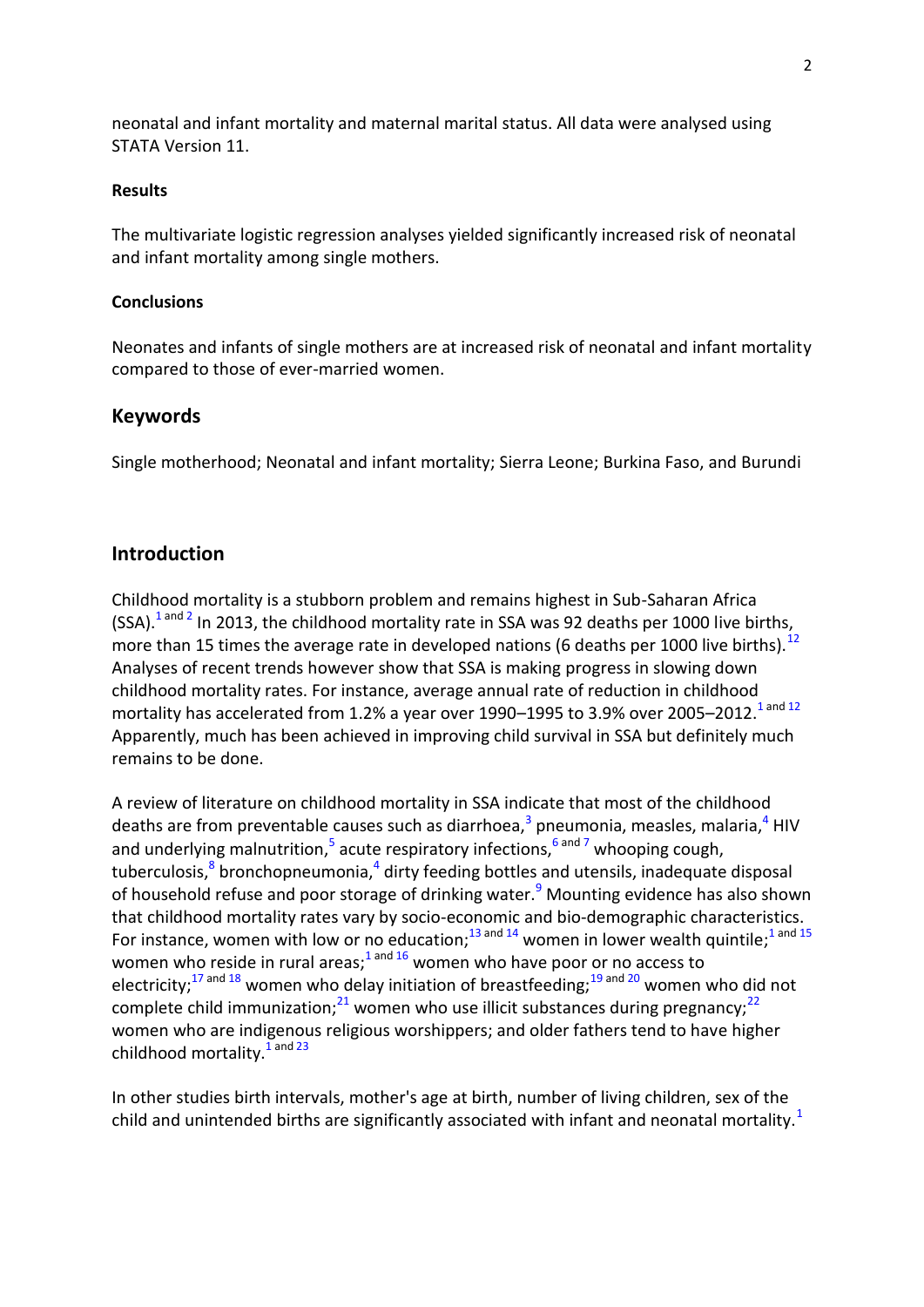neonatal and infant mortality and maternal marital status. All data were analysed using STATA Version 11.

#### Results

The multivariate logistic regression analyses yielded significantly increased risk of neonatal and infant mortality among single mothers.

#### Conclusions

Neonates and infants of single mothers are at increased risk of neonatal and infant mortality compared to those of ever-married women.

## Keywords

Single motherhood; Neonatal and infant mortality; Sierra Leone; Burkina Faso, and Burundi

## Introduction

Childhood mortality is a stubborn problem and remains highest in Sub-Saharan Africa (SSA).[1 and 2] In 2013, the childhood mortality rate in SSA was 92 deaths per 1000 live births, more than 15 times the average rate in developed nations (6 deaths per 1000 live births).[12] Analyses of recent trends however show that SSA is making progress in slowing down childhood mortality rates. For instance, average annual rate of reduction in childhood mortality has accelerated from 1.2% a year over 1990–1995 to 3.9% over 2005–2012.[1 and 12] Apparently, much has been achieved in improving child survival in SSA but definitely much remains to be done.

A review of literature on childhood mortality in SSA indicate that most of the childhood deaths are from preventable causes such as diarrhoea,[3] pneumonia, measles, malaria,[4] HIV and underlying malnutrition,[5] acute respiratory infections,[6 and 7] whooping cough, tuberculosis,[8] bronchopneumonia,[4] dirty feeding bottles and utensils, inadequate disposal of household refuse and poor storage of drinking water.[9] Mounting evidence has also shown that childhood mortality rates vary by socio-economic and bio-demographic characteristics. For instance, women with low or no education;[13 and 14] women in lower wealth quintile;[1 and 15] women who reside in rural areas;[1 and 16] women who have poor or no access to electricity;[17 and 18] women who delay initiation of breastfeeding;[19 and 20] women who did not complete child immunization;[21] women who use illicit substances during pregnancy;[22] women who are indigenous religious worshippers; and older fathers tend to have higher childhood mortality.[1 and 23]

In other studies birth intervals, mother's age at birth, number of living children, sex of the child and unintended births are significantly associated with infant and neonatal mortality.[1]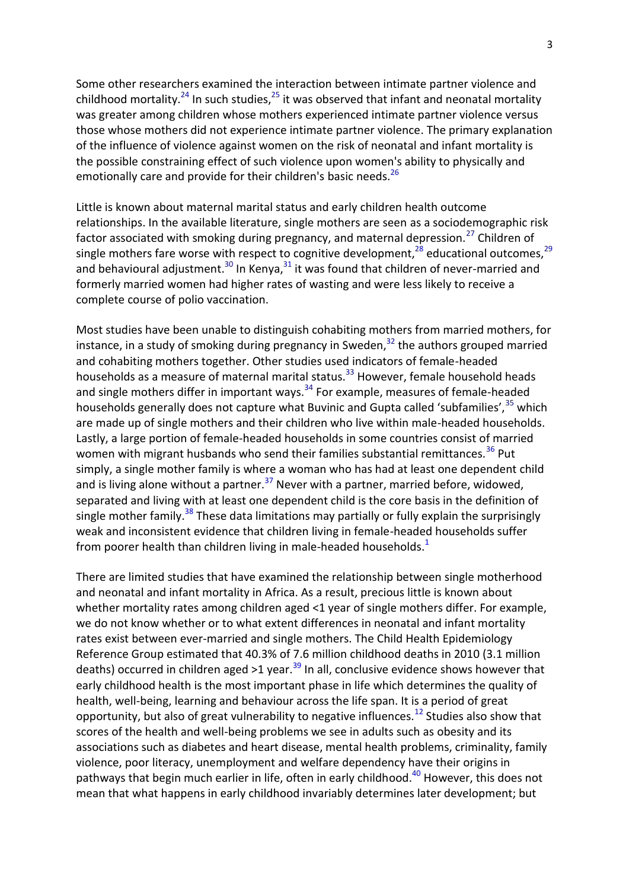Some other researchers examined the interaction between intimate partner violence and childhood mortality.[24] In such studies,[25] it was observed that infant and neonatal mortality was greater among children whose mothers experienced intimate partner violence versus those whose mothers did not experience intimate partner violence. The primary explanation of the influence of violence against women on the risk of neonatal and infant mortality is the possible constraining effect of such violence upon women's ability to physically and emotionally care and provide for their children's basic needs.[26]

Little is known about maternal marital status and early children health outcome relationships. In the available literature, single mothers are seen as a sociodemographic risk factor associated with smoking during pregnancy, and maternal depression.[27] Children of single mothers fare worse with respect to cognitive development,[28] educational outcomes,[29] and behavioural adjustment.[30] In Kenya,[31] it was found that children of never-married and formerly married women had higher rates of wasting and were less likely to receive a complete course of polio vaccination.

Most studies have been unable to distinguish cohabiting mothers from married mothers, for instance, in a study of smoking during pregnancy in Sweden,[32] the authors grouped married and cohabiting mothers together. Other studies used indicators of female-headed households as a measure of maternal marital status.[33] However, female household heads and single mothers differ in important ways.[34] For example, measures of female-headed households generally does not capture what Buvinic and Gupta called 'subfamilies',[35] which are made up of single mothers and their children who live within male-headed households. Lastly, a large portion of female-headed households in some countries consist of married women with migrant husbands who send their families substantial remittances.[36] Put simply, a single mother family is where a woman who has had at least one dependent child and is living alone without a partner.[37] Never with a partner, married before, widowed, separated and living with at least one dependent child is the core basis in the definition of single mother family.[38] These data limitations may partially or fully explain the surprisingly weak and inconsistent evidence that children living in female-headed households suffer from poorer health than children living in male-headed households.[1]

There are limited studies that have examined the relationship between single motherhood and neonatal and infant mortality in Africa. As a result, precious little is known about whether mortality rates among children aged <1 year of single mothers differ. For example, we do not know whether or to what extent differences in neonatal and infant mortality rates exist between ever-married and single mothers. The Child Health Epidemiology Reference Group estimated that 40.3% of 7.6 million childhood deaths in 2010 (3.1 million deaths) occurred in children aged >1 year.[39] In all, conclusive evidence shows however that early childhood health is the most important phase in life which determines the quality of health, well-being, learning and behaviour across the life span. It is a period of great opportunity, but also of great vulnerability to negative influences.[12] Studies also show that scores of the health and well-being problems we see in adults such as obesity and its associations such as diabetes and heart disease, mental health problems, criminality, family violence, poor literacy, unemployment and welfare dependency have their origins in pathways that begin much earlier in life, often in early childhood.[40] However, this does not mean that what happens in early childhood invariably determines later development; but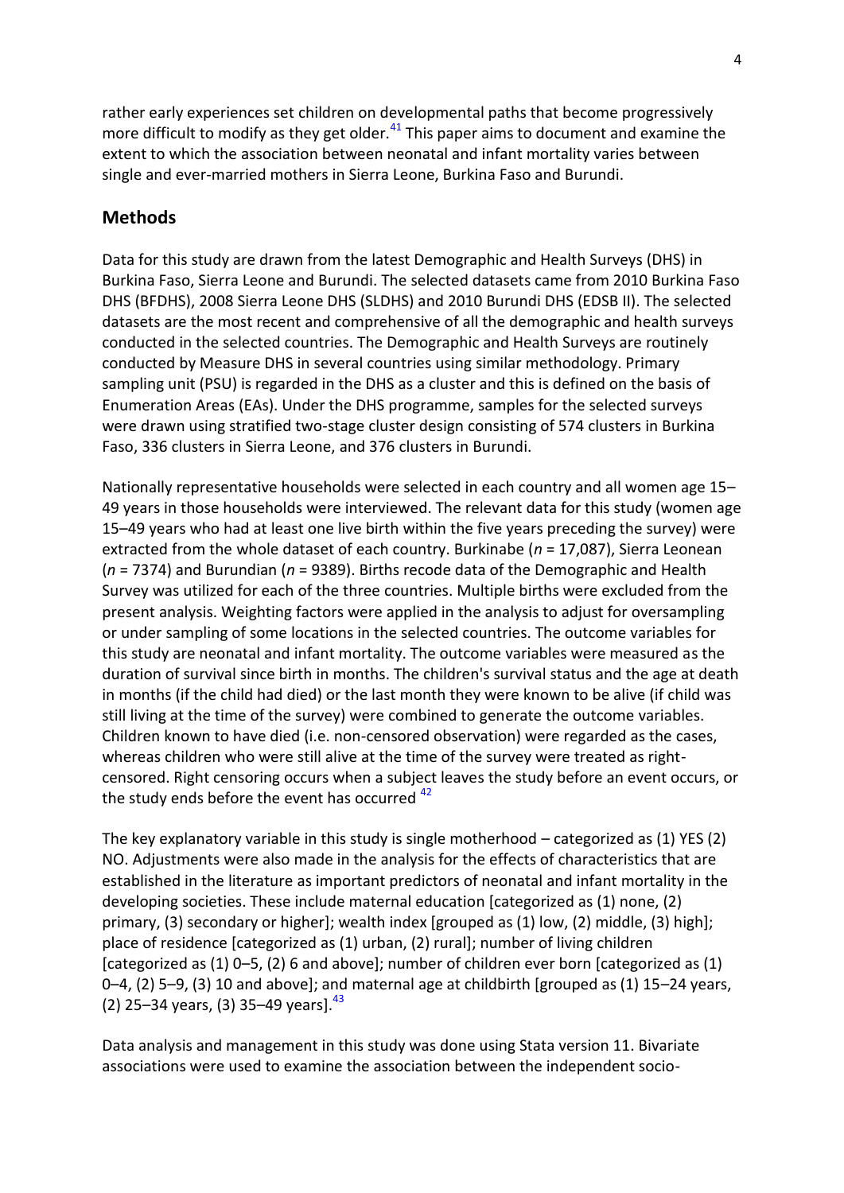rather early experiences set children on developmental paths that become progressively more difficult to modify as they get older.[41] This paper aims to document and examine the extent to which the association between neonatal and infant mortality varies between single and ever-married mothers in Sierra Leone, Burkina Faso and Burundi.

## Methods

Data for this study are drawn from the latest Demographic and Health Surveys (DHS) in Burkina Faso, Sierra Leone and Burundi. The selected datasets came from 2010 Burkina Faso DHS (BFDHS), 2008 Sierra Leone DHS (SLDHS) and 2010 Burundi DHS (EDSB II). The selected datasets are the most recent and comprehensive of all the demographic and health surveys conducted in the selected countries. The Demographic and Health Surveys are routinely conducted by Measure DHS in several countries using similar methodology. Primary sampling unit (PSU) is regarded in the DHS as a cluster and this is defined on the basis of Enumeration Areas (EAs). Under the DHS programme, samples for the selected surveys were drawn using stratified two-stage cluster design consisting of 574 clusters in Burkina Faso, 336 clusters in Sierra Leone, and 376 clusters in Burundi.

Nationally representative households were selected in each country and all women age 15–49 years in those households were interviewed. The relevant data for this study (women age 15–49 years who had at least one live birth within the five years preceding the survey) were extracted from the whole dataset of each country. Burkinabe (*n* = 17,087), Sierra Leonean (*n* = 7374) and Burundian (*n* = 9389). Births recode data of the Demographic and Health Survey was utilized for each of the three countries. Multiple births were excluded from the present analysis. Weighting factors were applied in the analysis to adjust for oversampling or under sampling of some locations in the selected countries. The outcome variables for this study are neonatal and infant mortality. The outcome variables were measured as the duration of survival since birth in months. The children's survival status and the age at death in months (if the child had died) or the last month they were known to be alive (if child was still living at the time of the survey) were combined to generate the outcome variables. Children known to have died (i.e. non-censored observation) were regarded as the cases, whereas children who were still alive at the time of the survey were treated as right-censored. Right censoring occurs when a subject leaves the study before an event occurs, or the study ends before the event has occurred [42]

The key explanatory variable in this study is single motherhood – categorized as (1) YES (2) NO. Adjustments were also made in the analysis for the effects of characteristics that are established in the literature as important predictors of neonatal and infant mortality in the developing societies. These include maternal education [categorized as (1) none, (2) primary, (3) secondary or higher]; wealth index [grouped as (1) low, (2) middle, (3) high]; place of residence [categorized as (1) urban, (2) rural]; number of living children [categorized as (1) 0–5, (2) 6 and above]; number of children ever born [categorized as (1) 0–4, (2) 5–9, (3) 10 and above]; and maternal age at childbirth [grouped as (1) 15–24 years, (2) 25–34 years, (3) 35–49 years].[43]

Data analysis and management in this study was done using Stata version 11. Bivariate associations were used to examine the association between the independent socio-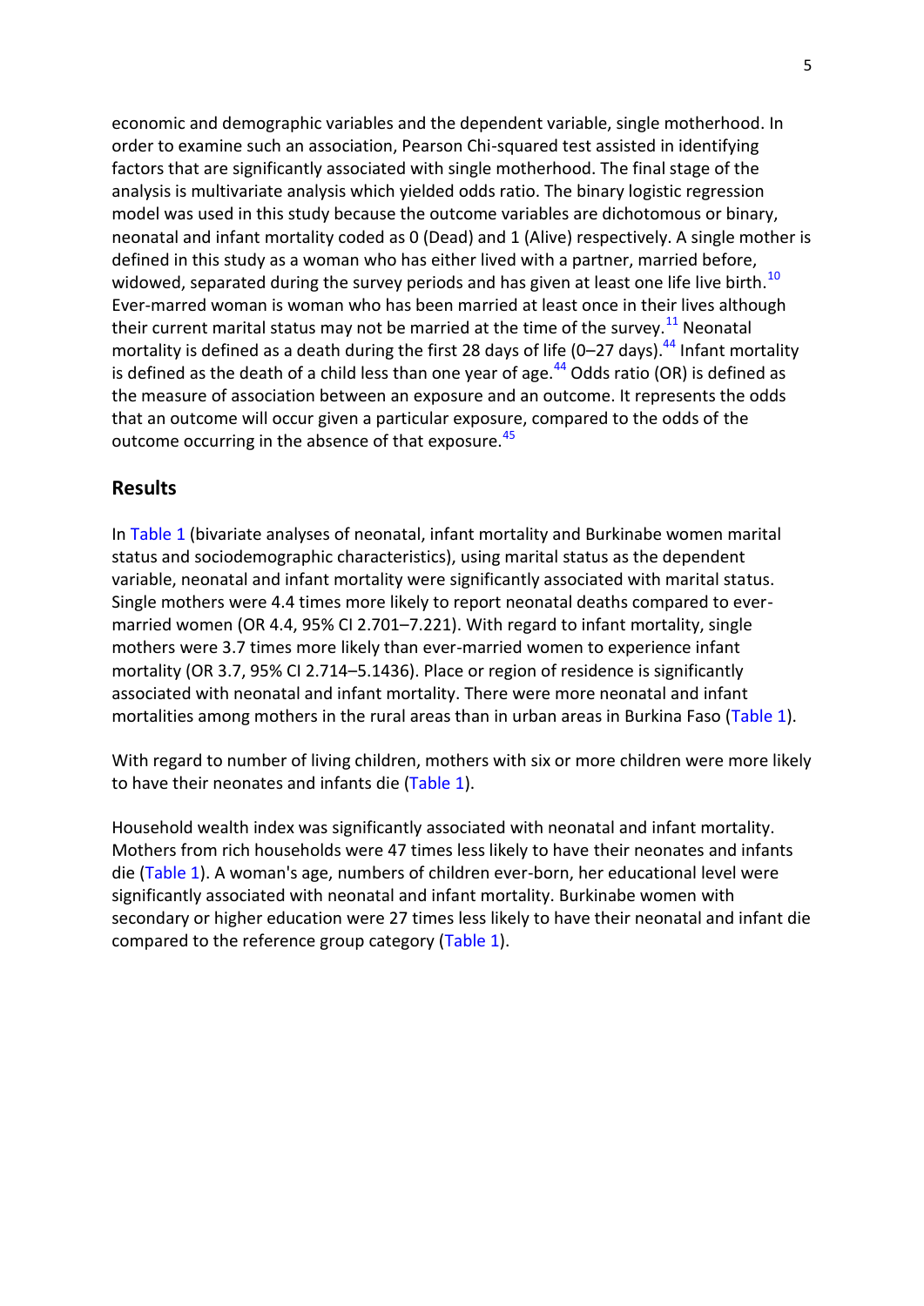economic and demographic variables and the dependent variable, single motherhood. In order to examine such an association, Pearson Chi-squared test assisted in identifying factors that are significantly associated with single motherhood. The final stage of the analysis is multivariate analysis which yielded odds ratio. The binary logistic regression model was used in this study because the outcome variables are dichotomous or binary, neonatal and infant mortality coded as 0 (Dead) and 1 (Alive) respectively. A single mother is defined in this study as a woman who has either lived with a partner, married before, widowed, separated during the survey periods and has given at least one life live birth.[10] Ever-marred woman is woman who has been married at least once in their lives although their current marital status may not be married at the time of the survey.[11] Neonatal mortality is defined as a death during the first 28 days of life (0–27 days).[44] Infant mortality is defined as the death of a child less than one year of age.[44] Odds ratio (OR) is defined as the measure of association between an exposure and an outcome. It represents the odds that an outcome will occur given a particular exposure, compared to the odds of the outcome occurring in the absence of that exposure.[45]

## Results

In Table 1 (bivariate analyses of neonatal, infant mortality and Burkinabe women marital status and sociodemographic characteristics), using marital status as the dependent variable, neonatal and infant mortality were significantly associated with marital status. Single mothers were 4.4 times more likely to report neonatal deaths compared to ever-married women (OR 4.4, 95% CI 2.701–7.221). With regard to infant mortality, single mothers were 3.7 times more likely than ever-married women to experience infant mortality (OR 3.7, 95% CI 2.714–5.1436). Place or region of residence is significantly associated with neonatal and infant mortality. There were more neonatal and infant mortalities among mothers in the rural areas than in urban areas in Burkina Faso (Table 1).

With regard to number of living children, mothers with six or more children were more likely to have their neonates and infants die (Table 1).

Household wealth index was significantly associated with neonatal and infant mortality. Mothers from rich households were 47 times less likely to have their neonates and infants die (Table 1). A woman's age, numbers of children ever-born, her educational level were significantly associated with neonatal and infant mortality. Burkinabe women with secondary or higher education were 27 times less likely to have their neonatal and infant die compared to the reference group category (Table 1).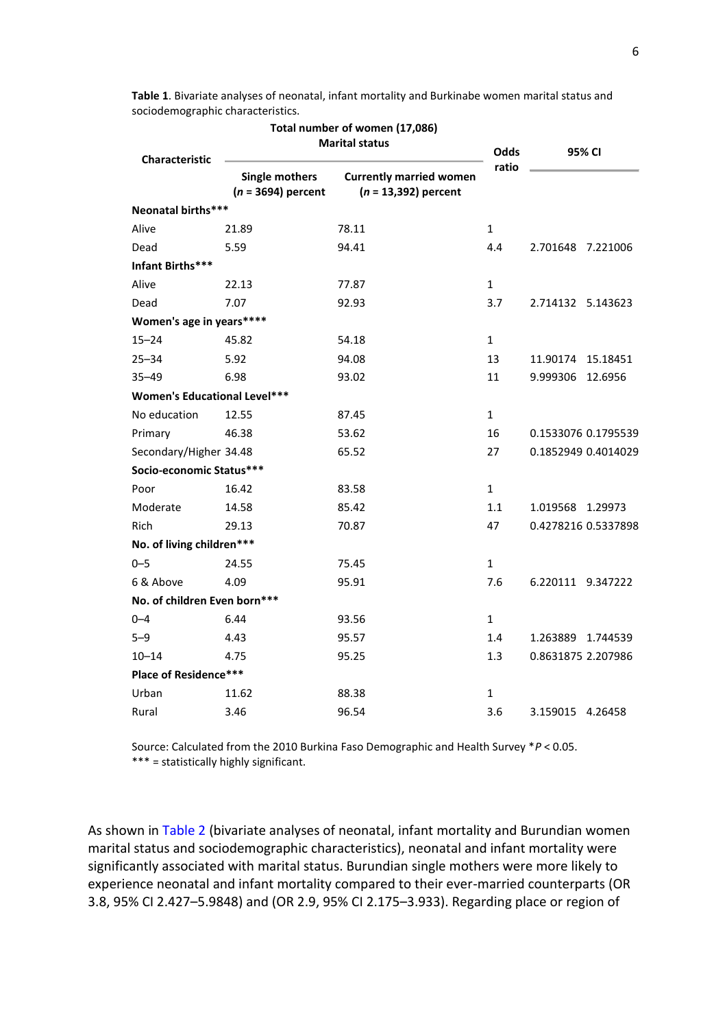**Table 1**. Bivariate analyses of neonatal, infant mortality and Burkinabe women marital status and sociodemographic characteristics.

| Characteristic | Total number of women (17,086) Marital status | | Odds ratio | 95% CI | |
|---|---|---|---|---|---|
| | Single mothers ($n$ = 3694) percent | Currently married women ($n$ = 13,392) percent | | | |
| **Neonatal births*** ** | | | | | |
| Alive | 21.89 | 78.11 | 1 | | |
| Dead | 5.59 | 94.41 | 4.4 | 2.701648 | 7.221006 |
| **Infant Births*** ** | | | | | |
| Alive | 22.13 | 77.87 | 1 | | |
| Dead | 7.07 | 92.93 | 3.7 | 2.714132 | 5.143623 |
| **Women's age in years**** ** | | | | | |
| 15–24 | 45.82 | 54.18 | 1 | | |
| 25–34 | 5.92 | 94.08 | 13 | 11.90174 | 15.18451 |
| 35–49 | 6.98 | 93.02 | 11 | 9.999306 | 12.6956 |
| **Women's Educational Level*** ** | | | | | |
| No education | 12.55 | 87.45 | 1 | | |
| Primary | 46.38 | 53.62 | 16 | 0.1533076 | 0.1795539 |
| Secondary/Higher | 34.48 | 65.52 | 27 | 0.1852949 | 0.4014029 |
| **Socio-economic Status*** ** | | | | | |
| Poor | 16.42 | 83.58 | 1 | | |
| Moderate | 14.58 | 85.42 | 1.1 | 1.019568 | 1.29973 |
| Rich | 29.13 | 70.87 | 47 | 0.4278216 | 0.5337898 |
| **No. of living children*** ** | | | | | |
| 0–5 | 24.55 | 75.45 | 1 | | |
| 6 & Above | 4.09 | 95.91 | 7.6 | 6.220111 | 9.347222 |
| **No. of children Even born*** ** | | | | | |
| 0–4 | 6.44 | 93.56 | 1 | | |
| 5–9 | 4.43 | 95.57 | 1.4 | 1.263889 | 1.744539 |
| 10–14 | 4.75 | 95.25 | 1.3 | 0.8631875 | 2.207986 |
| **Place of Residence*** ** | | | | | |
| Urban | 11.62 | 88.38 | 1 | | |
| Rural | 3.46 | 96.54 | 3.6 | 3.159015 | 4.26458 |

Source: Calculated from the 2010 Burkina Faso Demographic and Health Survey *$P < 0.05$.
*** = statistically highly significant.

As shown in Table 2 (bivariate analyses of neonatal, infant mortality and Burundian women marital status and sociodemographic characteristics), neonatal and infant mortality were significantly associated with marital status. Burundian single mothers were more likely to experience neonatal and infant mortality compared to their ever-married counterparts (OR 3.8, 95% CI 2.427–5.9848) and (OR 2.9, 95% CI 2.175–3.933). Regarding place or region of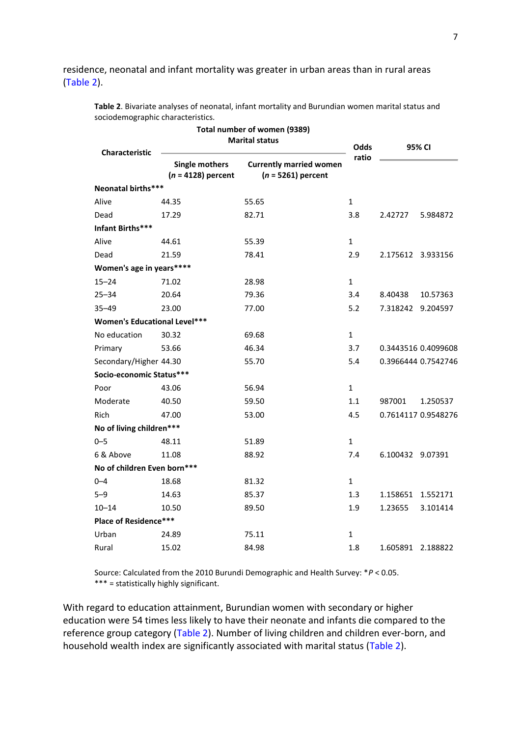residence, neonatal and infant mortality was greater in urban areas than in rural areas (Table 2).

**Table 2**. Bivariate analyses of neonatal, infant mortality and Burundian women marital status and sociodemographic characteristics.

| Characteristic | Total number of women (9389) Marital status | | Odds ratio | 95% CI | |
|---|---|---|---|---|---|
| | Single mothers ($n$ = 4128) percent | Currently married women ($n$ = 5261) percent | | | |
| **Neonatal births*** ** | | | | | |
| Alive | 44.35 | 55.65 | 1 | | |
| Dead | 17.29 | 82.71 | 3.8 | 2.42727 | 5.984872 |
| **Infant Births*** ** | | | | | |
| Alive | 44.61 | 55.39 | 1 | | |
| Dead | 21.59 | 78.41 | 2.9 | 2.175612 | 3.933156 |
| **Women's age in years**** ** | | | | | |
| 15–24 | 71.02 | 28.98 | 1 | | |
| 25–34 | 20.64 | 79.36 | 3.4 | 8.40438 | 10.57363 |
| 35–49 | 23.00 | 77.00 | 5.2 | 7.318242 | 9.204597 |
| **Women's Educational Level*** ** | | | | | |
| No education | 30.32 | 69.68 | 1 | | |
| Primary | 53.66 | 46.34 | 3.7 | 0.3443516 | 0.4099608 |
| Secondary/Higher | 44.30 | 55.70 | 5.4 | 0.3966444 | 0.7542746 |
| **Socio-economic Status*** ** | | | | | |
| Poor | 43.06 | 56.94 | 1 | | |
| Moderate | 40.50 | 59.50 | 1.1 | 987001 | 1.250537 |
| Rich | 47.00 | 53.00 | 4.5 | 0.7614117 | 0.9548276 |
| **No of living children*** ** | | | | | |
| 0–5 | 48.11 | 51.89 | 1 | | |
| 6 & Above | 11.08 | 88.92 | 7.4 | 6.100432 | 9.07391 |
| **No of children Even born*** ** | | | | | |
| 0–4 | 18.68 | 81.32 | 1 | | |
| 5–9 | 14.63 | 85.37 | 1.3 | 1.158651 | 1.552171 |
| 10–14 | 10.50 | 89.50 | 1.9 | 1.23655 | 3.101414 |
| **Place of Residence*** ** | | | | | |
| Urban | 24.89 | 75.11 | 1 | | |
| Rural | 15.02 | 84.98 | 1.8 | 1.605891 | 2.188822 |

Source: Calculated from the 2010 Burundi Demographic and Health Survey: \*$P < 0.05$.
\*\*\* = statistically highly significant.

With regard to education attainment, Burundian women with secondary or higher education were 54 times less likely to have their neonate and infants die compared to the reference group category (Table 2). Number of living children and children ever-born, and household wealth index are significantly associated with marital status (Table 2).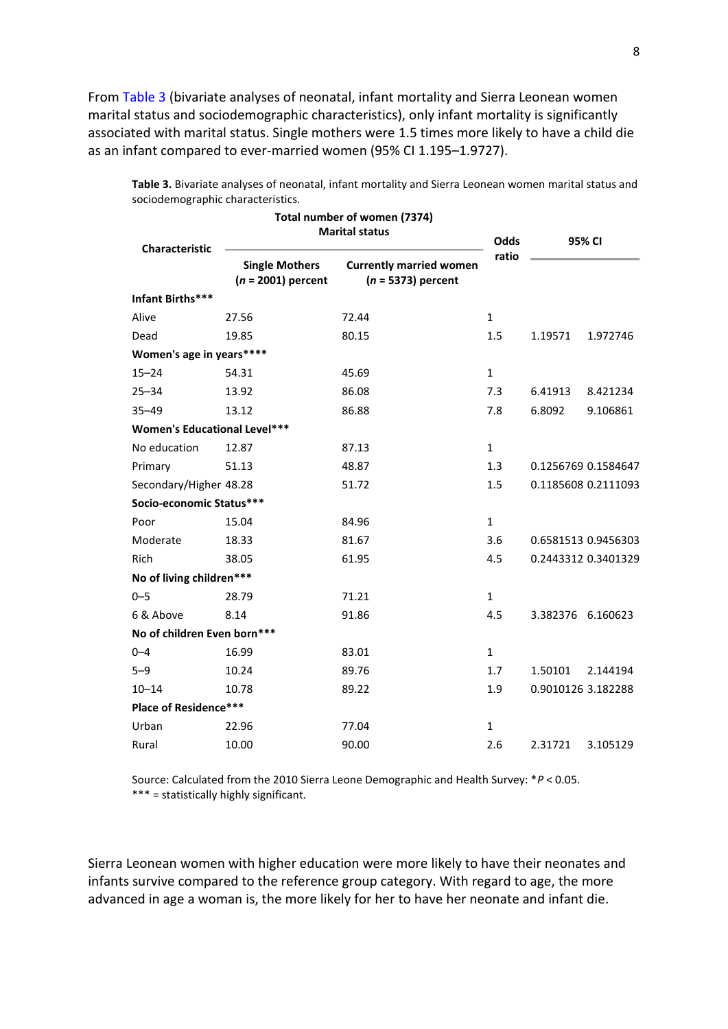From Table 3 (bivariate analyses of neonatal, infant mortality and Sierra Leonean women marital status and sociodemographic characteristics), only infant mortality is significantly associated with marital status. Single mothers were 1.5 times more likely to have a child die as an infant compared to ever-married women (95% CI 1.195–1.9727).

**Table 3.** Bivariate analyses of neonatal, infant mortality and Sierra Leonean women marital status and sociodemographic characteristics.

| Characteristic | Total number of women (7374) Marital status | | Odds ratio | 95% CI | |
|---|---|---|---|---|---|
| | Single Mothers ($n$ = 2001) percent | Currently married women ($n$ = 5373) percent | | | |
| **Infant Births*** ** | | | | | |
| Alive | 27.56 | 72.44 | 1 | | |
| Dead | 19.85 | 80.15 | 1.5 | 1.19571 | 1.972746 |
| **Women's age in years**** ** | | | | | |
| 15–24 | 54.31 | 45.69 | 1 | | |
| 25–34 | 13.92 | 86.08 | 7.3 | 6.41913 | 8.421234 |
| 35–49 | 13.12 | 86.88 | 7.8 | 6.8092 | 9.106861 |
| **Women's Educational Level*** ** | | | | | |
| No education | 12.87 | 87.13 | 1 | | |
| Primary | 51.13 | 48.87 | 1.3 | 0.1256769 | 0.1584647 |
| Secondary/Higher | 48.28 | 51.72 | 1.5 | 0.1185608 | 0.2111093 |
| **Socio-economic Status*** ** | | | | | |
| Poor | 15.04 | 84.96 | 1 | | |
| Moderate | 18.33 | 81.67 | 3.6 | 0.6581513 | 0.9456303 |
| Rich | 38.05 | 61.95 | 4.5 | 0.2443312 | 0.3401329 |
| **No of living children*** ** | | | | | |
| 0–5 | 28.79 | 71.21 | 1 | | |
| 6 & Above | 8.14 | 91.86 | 4.5 | 3.382376 | 6.160623 |
| **No of children Even born*** ** | | | | | |
| 0–4 | 16.99 | 83.01 | 1 | | |
| 5–9 | 10.24 | 89.76 | 1.7 | 1.50101 | 2.144194 |
| 10–14 | 10.78 | 89.22 | 1.9 | 0.9010126 | 3.182288 |
| **Place of Residence*** ** | | | | | |
| Urban | 22.96 | 77.04 | 1 | | |
| Rural | 10.00 | 90.00 | 2.6 | 2.31721 | 3.105129 |

Source: Calculated from the 2010 Sierra Leone Demographic and Health Survey: *$P < 0.05$.
*** = statistically highly significant.

Sierra Leonean women with higher education were more likely to have their neonates and infants survive compared to the reference group category. With regard to age, the more advanced in age a woman is, the more likely for her to have her neonate and infant die.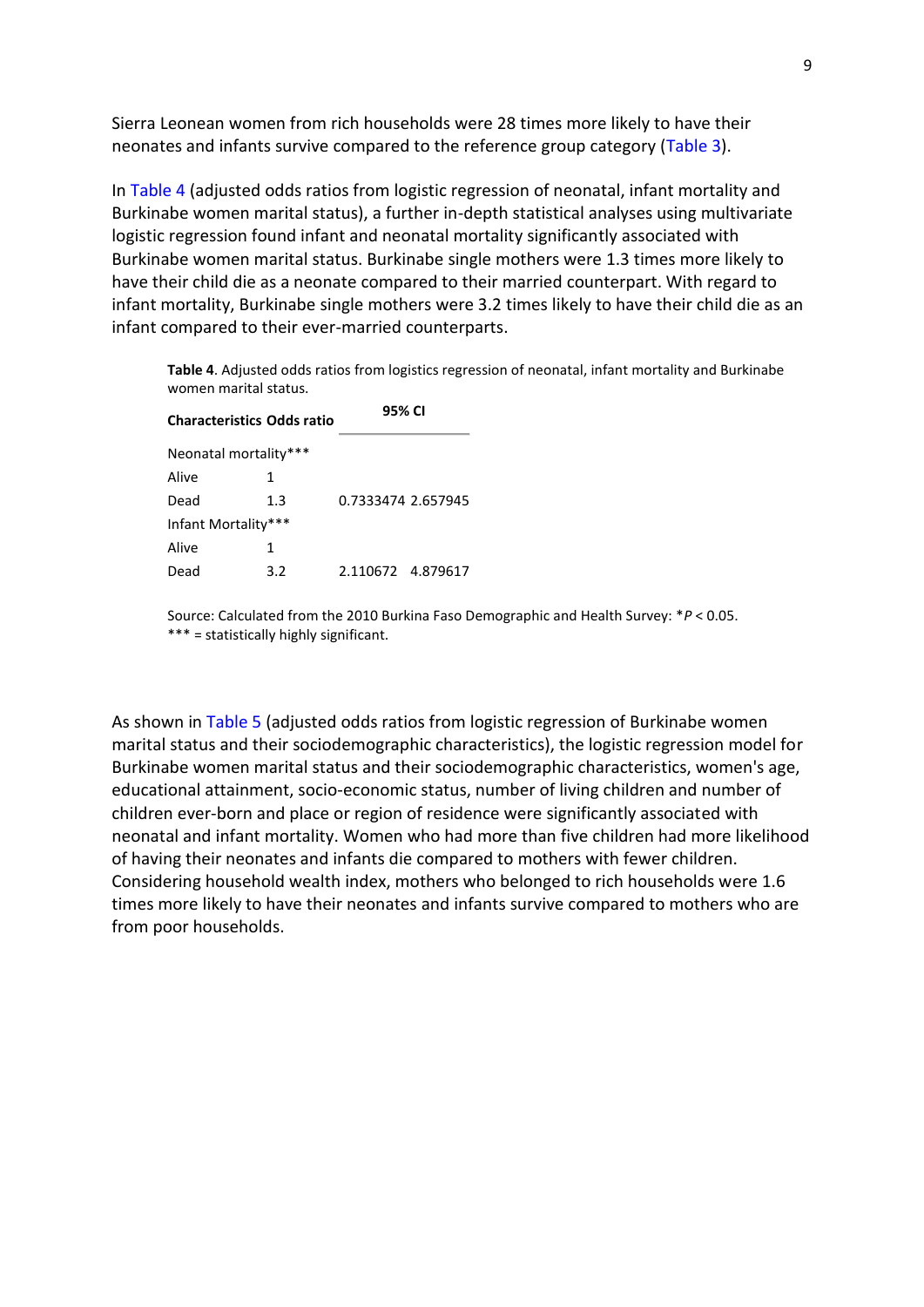Sierra Leonean women from rich households were 28 times more likely to have their neonates and infants survive compared to the reference group category (Table 3).

In Table 4 (adjusted odds ratios from logistic regression of neonatal, infant mortality and Burkinabe women marital status), a further in-depth statistical analyses using multivariate logistic regression found infant and neonatal mortality significantly associated with Burkinabe women marital status. Burkinabe single mothers were 1.3 times more likely to have their child die as a neonate compared to their married counterpart. With regard to infant mortality, Burkinabe single mothers were 3.2 times likely to have their child die as an infant compared to their ever-married counterparts.

**Table 4**. Adjusted odds ratios from logistics regression of neonatal, infant mortality and Burkinabe women marital status.

| **Characteristics** | **Odds ratio** | **95% CI** | |
|---|---|---|---|
| Neonatal mortality*** | | | |
| Alive | 1 | | |
| Dead | 1.3 | 0.7333474 | 2.657945 |
| Infant Mortality*** | | | |
| Alive | 1 | | |
| Dead | 3.2 | 2.110672 | 4.879617 |

Source: Calculated from the 2010 Burkina Faso Demographic and Health Survey: *$P < 0.05$.
*** = statistically highly significant.

As shown in Table 5 (adjusted odds ratios from logistic regression of Burkinabe women marital status and their sociodemographic characteristics), the logistic regression model for Burkinabe women marital status and their sociodemographic characteristics, women's age, educational attainment, socio-economic status, number of living children and number of children ever-born and place or region of residence were significantly associated with neonatal and infant mortality. Women who had more than five children had more likelihood of having their neonates and infants die compared to mothers with fewer children. Considering household wealth index, mothers who belonged to rich households were 1.6 times more likely to have their neonates and infants survive compared to mothers who are from poor households.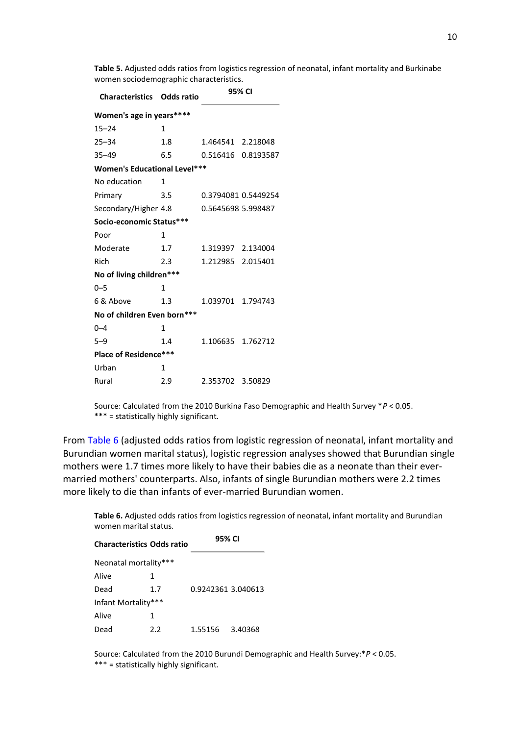**Table 5.** Adjusted odds ratios from logistics regression of neonatal, infant mortality and Burkinabe women sociodemographic characteristics.

| Characteristics | Odds ratio | 95% CI | |
|---|---|---|---|
| **Women's age in years\*\*\*\*** | | | |
| 15–24 | 1 | | |
| 25–34 | 1.8 | 1.464541 | 2.218048 |
| 35–49 | 6.5 | 0.516416 | 0.8193587 |
| **Women's Educational Level\*\*\*** | | | |
| No education | 1 | | |
| Primary | 3.5 | 0.3794081 | 0.5449254 |
| Secondary/Higher | 4.8 | 0.5645698 | 5.998487 |
| **Socio-economic Status\*\*\*** | | | |
| Poor | 1 | | |
| Moderate | 1.7 | 1.319397 | 2.134004 |
| Rich | 2.3 | 1.212985 | 2.015401 |
| **No of living children\*\*\*** | | | |
| 0–5 | 1 | | |
| 6 & Above | 1.3 | 1.039701 | 1.794743 |
| **No of children Even born\*\*\*** | | | |
| 0–4 | 1 | | |
| 5–9 | 1.4 | 1.106635 | 1.762712 |
| **Place of Residence\*\*\*** | | | |
| Urban | 1 | | |
| Rural | 2.9 | 2.353702 | 3.50829 |

Source: Calculated from the 2010 Burkina Faso Demographic and Health Survey *$P < 0.05$.
*** = statistically highly significant.

From Table 6 (adjusted odds ratios from logistic regression of neonatal, infant mortality and Burundian women marital status), logistic regression analyses showed that Burundian single mothers were 1.7 times more likely to have their babies die as a neonate than their ever-married mothers' counterparts. Also, infants of single Burundian mothers were 2.2 times more likely to die than infants of ever-married Burundian women.

**Table 6.** Adjusted odds ratios from logistics regression of neonatal, infant mortality and Burundian women marital status.

| Characteristics | Odds ratio | 95% CI | |
|---|---|---|---|
| Neonatal mortality*** | | | |
| Alive | 1 | | |
| Dead | 1.7 | 0.9242361 | 3.040613 |
| Infant Mortality*** | | | |
| Alive | 1 | | |
| Dead | 2.2 | 1.55156 | 3.40368 |

Source: Calculated from the 2010 Burundi Demographic and Health Survey:*$P < 0.05$.
*** = statistically highly significant.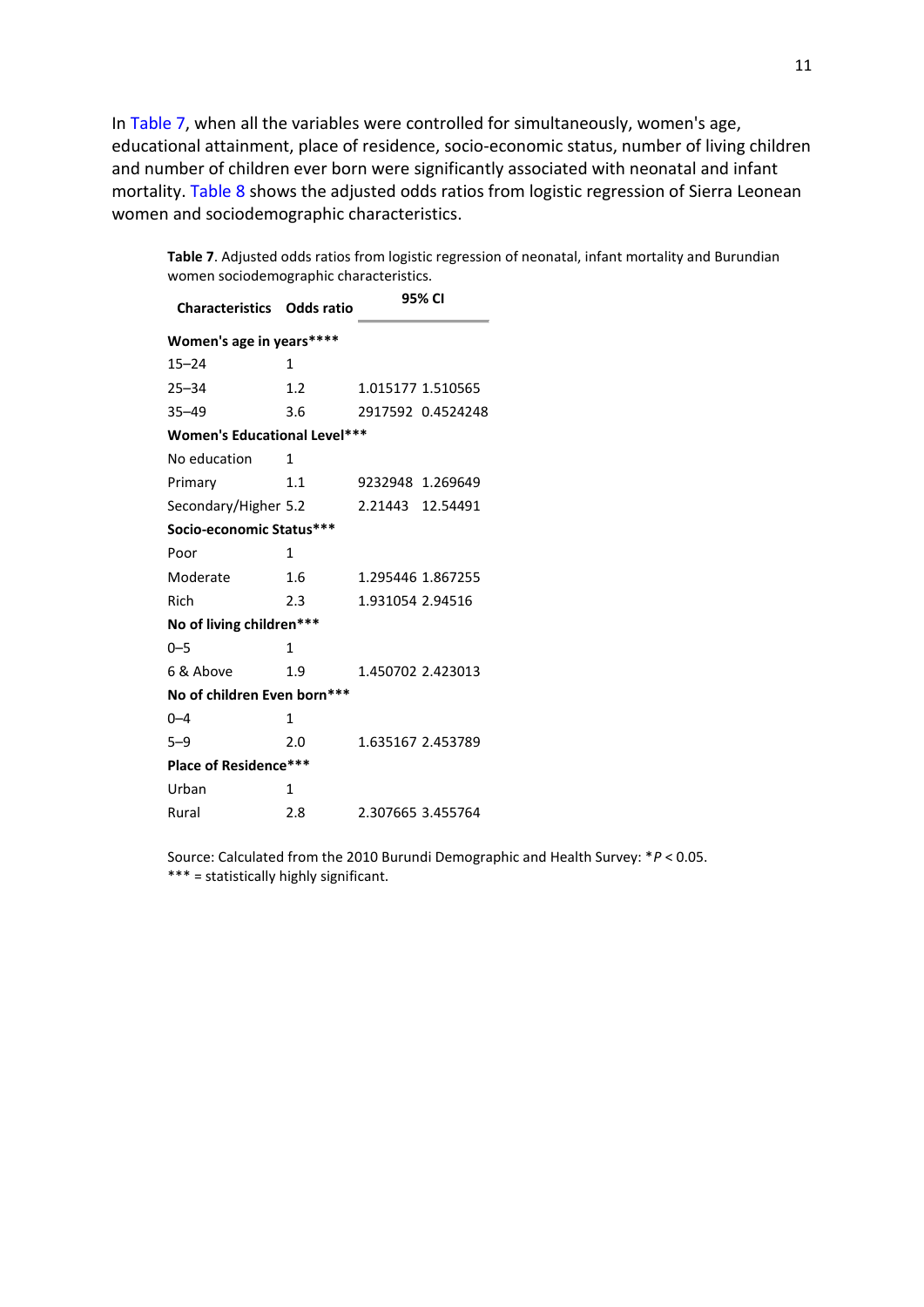In Table 7, when all the variables were controlled for simultaneously, women's age, educational attainment, place of residence, socio-economic status, number of living children and number of children ever born were significantly associated with neonatal and infant mortality. Table 8 shows the adjusted odds ratios from logistic regression of Sierra Leonean women and sociodemographic characteristics.

**Table 7**. Adjusted odds ratios from logistic regression of neonatal, infant mortality and Burundian women sociodemographic characteristics.

| Characteristics | Odds ratio | 95% CI | |
|---|---|---|---|
| **Women's age in years******** | | | |
| 15–24 | 1 | | |
| 25–34 | 1.2 | 1.015177 | 1.510565 |
| 35–49 | 3.6 | 2917592 | 0.4524248 |
| **Women's Educational Level******* | | | |
| No education | 1 | | |
| Primary | 1.1 | 9232948 | 1.269649 |
| Secondary/Higher | 5.2 | 2.21443 | 12.54491 |
| **Socio-economic Status******* | | | |
| Poor | 1 | | |
| Moderate | 1.6 | 1.295446 | 1.867255 |
| Rich | 2.3 | 1.931054 | 2.94516 |
| **No of living children******* | | | |
| 0–5 | 1 | | |
| 6 & Above | 1.9 | 1.450702 | 2.423013 |
| **No of children Even born******* | | | |
| 0–4 | 1 | | |
| 5–9 | 2.0 | 1.635167 | 2.453789 |
| **Place of Residence******* | | | |
| Urban | 1 | | |
| Rural | 2.8 | 2.307665 | 3.455764 |

Source: Calculated from the 2010 Burundi Demographic and Health Survey: *$P < 0.05$.
*** = statistically highly significant.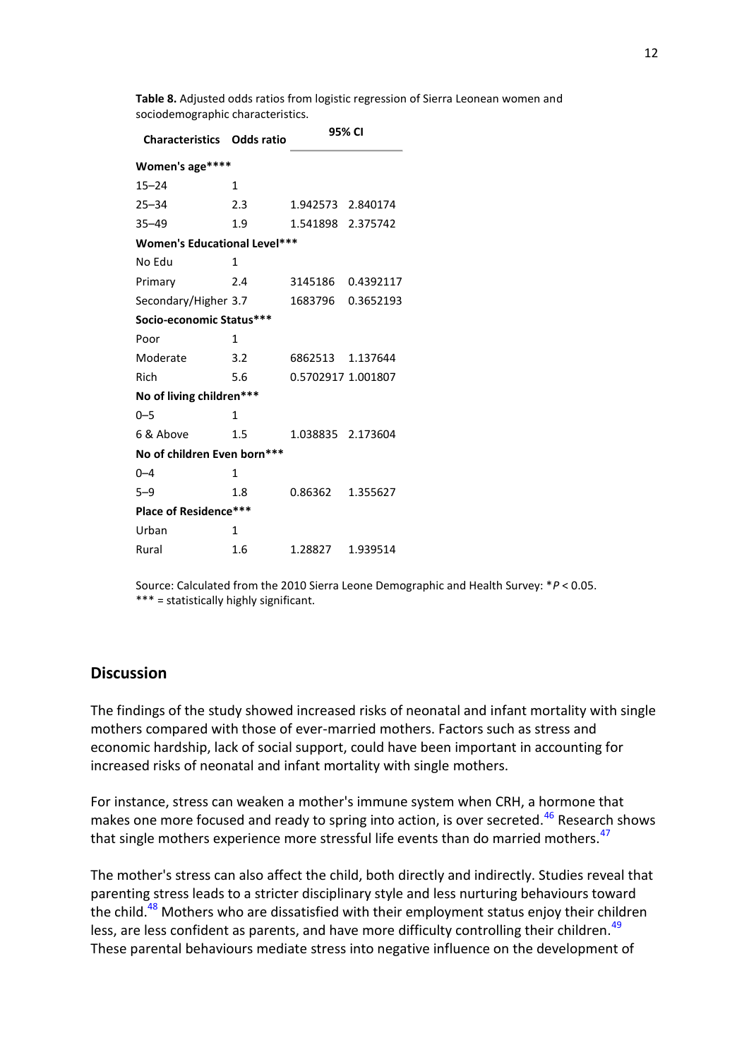**Table 8.** Adjusted odds ratios from logistic regression of Sierra Leonean women and sociodemographic characteristics.

| Characteristics | Odds ratio | 95% CI | |
|---|---|---|---|
| **Women's age******* | | | |
| 15–24 | 1 | | |
| 25–34 | 2.3 | 1.942573 | 2.840174 |
| 35–49 | 1.9 | 1.541898 | 2.375742 |
| **Women's Educational Level***** | | | |
| No Edu | 1 | | |
| Primary | 2.4 | 3145186 | 0.4392117 |
| Secondary/Higher | 3.7 | 1683796 | 0.3652193 |
| **Socio-economic Status***** | | | |
| Poor | 1 | | |
| Moderate | 3.2 | 6862513 | 1.137644 |
| Rich | 5.6 | 0.5702917 | 1.001807 |
| **No of living children***** | | | |
| 0–5 | 1 | | |
| 6 & Above | 1.5 | 1.038835 | 2.173604 |
| **No of children Even born***** | | | |
| 0–4 | 1 | | |
| 5–9 | 1.8 | 0.86362 | 1.355627 |
| **Place of Residence***** | | | |
| Urban | 1 | | |
| Rural | 1.6 | 1.28827 | 1.939514 |

Source: Calculated from the 2010 Sierra Leone Demographic and Health Survey: *$P < 0.05$.
*** = statistically highly significant.

## Discussion

The findings of the study showed increased risks of neonatal and infant mortality with single mothers compared with those of ever-married mothers. Factors such as stress and economic hardship, lack of social support, could have been important in accounting for increased risks of neonatal and infant mortality with single mothers.

For instance, stress can weaken a mother's immune system when CRH, a hormone that makes one more focused and ready to spring into action, is over secreted.[46] Research shows that single mothers experience more stressful life events than do married mothers.[47]

The mother's stress can also affect the child, both directly and indirectly. Studies reveal that parenting stress leads to a stricter disciplinary style and less nurturing behaviours toward the child.[48] Mothers who are dissatisfied with their employment status enjoy their children less, are less confident as parents, and have more difficulty controlling their children.[49] These parental behaviours mediate stress into negative influence on the development of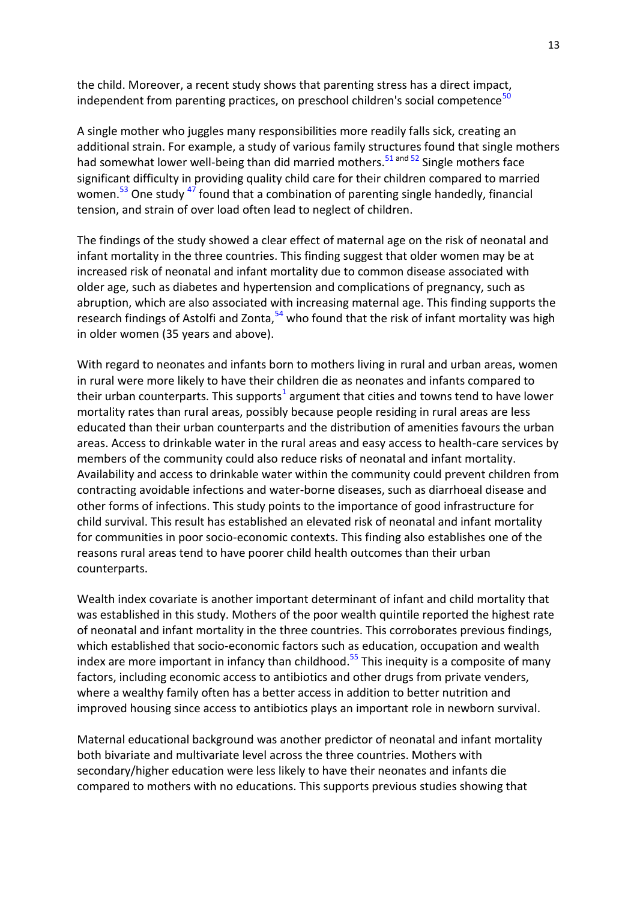the child. Moreover, a recent study shows that parenting stress has a direct impact, independent from parenting practices, on preschool children's social competence[50]

A single mother who juggles many responsibilities more readily falls sick, creating an additional strain. For example, a study of various family structures found that single mothers had somewhat lower well-being than did married mothers.[51 and 52] Single mothers face significant difficulty in providing quality child care for their children compared to married women.[53] One study [47] found that a combination of parenting single handedly, financial tension, and strain of over load often lead to neglect of children.

The findings of the study showed a clear effect of maternal age on the risk of neonatal and infant mortality in the three countries. This finding suggest that older women may be at increased risk of neonatal and infant mortality due to common disease associated with older age, such as diabetes and hypertension and complications of pregnancy, such as abruption, which are also associated with increasing maternal age. This finding supports the research findings of Astolfi and Zonta,[54] who found that the risk of infant mortality was high in older women (35 years and above).

With regard to neonates and infants born to mothers living in rural and urban areas, women in rural were more likely to have their children die as neonates and infants compared to their urban counterparts. This supports[1] argument that cities and towns tend to have lower mortality rates than rural areas, possibly because people residing in rural areas are less educated than their urban counterparts and the distribution of amenities favours the urban areas. Access to drinkable water in the rural areas and easy access to health-care services by members of the community could also reduce risks of neonatal and infant mortality. Availability and access to drinkable water within the community could prevent children from contracting avoidable infections and water-borne diseases, such as diarrhoeal disease and other forms of infections. This study points to the importance of good infrastructure for child survival. This result has established an elevated risk of neonatal and infant mortality for communities in poor socio-economic contexts. This finding also establishes one of the reasons rural areas tend to have poorer child health outcomes than their urban counterparts.

Wealth index covariate is another important determinant of infant and child mortality that was established in this study. Mothers of the poor wealth quintile reported the highest rate of neonatal and infant mortality in the three countries. This corroborates previous findings, which established that socio-economic factors such as education, occupation and wealth index are more important in infancy than childhood.[55] This inequity is a composite of many factors, including economic access to antibiotics and other drugs from private venders, where a wealthy family often has a better access in addition to better nutrition and improved housing since access to antibiotics plays an important role in newborn survival.

Maternal educational background was another predictor of neonatal and infant mortality both bivariate and multivariate level across the three countries. Mothers with secondary/higher education were less likely to have their neonates and infants die compared to mothers with no educations. This supports previous studies showing that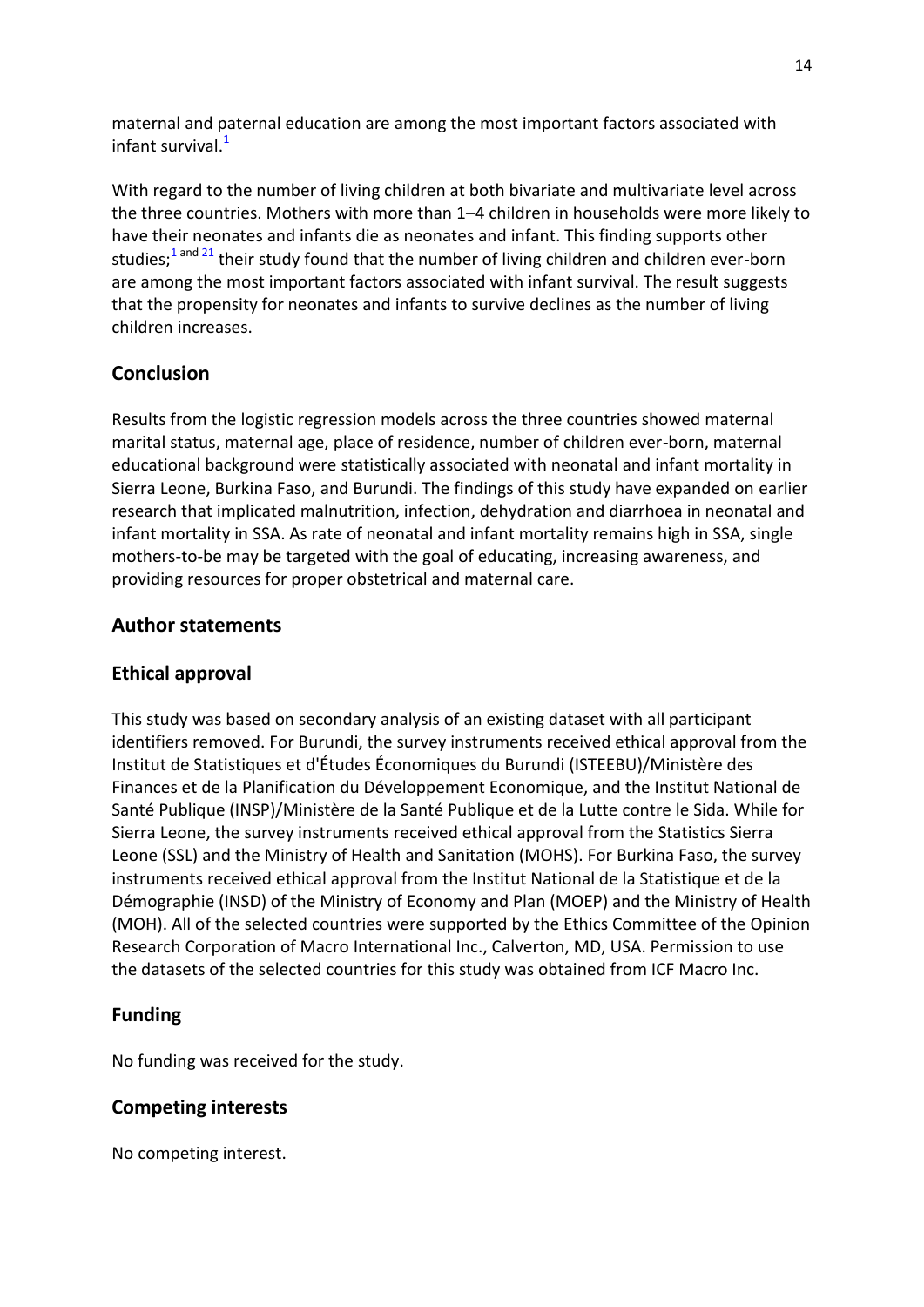maternal and paternal education are among the most important factors associated with infant survival.[1]

With regard to the number of living children at both bivariate and multivariate level across the three countries. Mothers with more than 1–4 children in households were more likely to have their neonates and infants die as neonates and infant. This finding supports other studies;[1 and 21] their study found that the number of living children and children ever-born are among the most important factors associated with infant survival. The result suggests that the propensity for neonates and infants to survive declines as the number of living children increases.

## Conclusion

Results from the logistic regression models across the three countries showed maternal marital status, maternal age, place of residence, number of children ever-born, maternal educational background were statistically associated with neonatal and infant mortality in Sierra Leone, Burkina Faso, and Burundi. The findings of this study have expanded on earlier research that implicated malnutrition, infection, dehydration and diarrhoea in neonatal and infant mortality in SSA. As rate of neonatal and infant mortality remains high in SSA, single mothers-to-be may be targeted with the goal of educating, increasing awareness, and providing resources for proper obstetrical and maternal care.

## Author statements

## Ethical approval

This study was based on secondary analysis of an existing dataset with all participant identifiers removed. For Burundi, the survey instruments received ethical approval from the Institut de Statistiques et d'Études Économiques du Burundi (ISTEEBU)/Ministère des Finances et de la Planification du Développement Economique, and the Institut National de Santé Publique (INSP)/Ministère de la Santé Publique et de la Lutte contre le Sida. While for Sierra Leone, the survey instruments received ethical approval from the Statistics Sierra Leone (SSL) and the Ministry of Health and Sanitation (MOHS). For Burkina Faso, the survey instruments received ethical approval from the Institut National de la Statistique et de la Démographie (INSD) of the Ministry of Economy and Plan (MOEP) and the Ministry of Health (MOH). All of the selected countries were supported by the Ethics Committee of the Opinion Research Corporation of Macro International Inc., Calverton, MD, USA. Permission to use the datasets of the selected countries for this study was obtained from ICF Macro Inc.

## Funding

No funding was received for the study.

## Competing interests

No competing interest.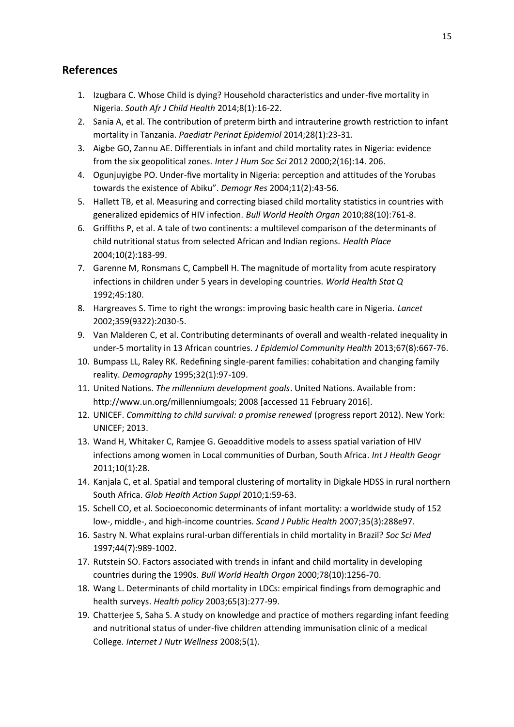## References

1. Izugbara C. Whose Child is dying? Household characteristics and under-five mortality in Nigeria. *South Afr J Child Health* 2014;8(1):16-22.
2. Sania A, et al. The contribution of preterm birth and intrauterine growth restriction to infant mortality in Tanzania. *Paediatr Perinat Epidemiol* 2014;28(1):23-31.
3. Aigbe GO, Zannu AE. Differentials in infant and child mortality rates in Nigeria: evidence from the six geopolitical zones. *Inter J Hum Soc Sci* 2012 2000;2(16):14. 206.
4. Ogunjuyigbe PO. Under-five mortality in Nigeria: perception and attitudes of the Yorubas towards the existence of Abiku". *Demogr Res* 2004;11(2):43-56.
5. Hallett TB, et al. Measuring and correcting biased child mortality statistics in countries with generalized epidemics of HIV infection. *Bull World Health Organ* 2010;88(10):761-8.
6. Griffiths P, et al. A tale of two continents: a multilevel comparison of the determinants of child nutritional status from selected African and Indian regions. *Health Place* 2004;10(2):183-99.
7. Garenne M, Ronsmans C, Campbell H. The magnitude of mortality from acute respiratory infections in children under 5 years in developing countries. *World Health Stat Q* 1992;45:180.
8. Hargreaves S. Time to right the wrongs: improving basic health care in Nigeria. *Lancet* 2002;359(9322):2030-5.
9. Van Malderen C, et al. Contributing determinants of overall and wealth-related inequality in under-5 mortality in 13 African countries. *J Epidemiol Community Health* 2013;67(8):667-76.
10. Bumpass LL, Raley RK. Redefining single-parent families: cohabitation and changing family reality. *Demography* 1995;32(1):97-109.
11. United Nations. *The millennium development goals*. United Nations. Available from: http://www.un.org/millenniumgoals; 2008 [accessed 11 February 2016].
12. UNICEF. *Committing to child survival: a promise renewed* (progress report 2012). New York: UNICEF; 2013.
13. Wand H, Whitaker C, Ramjee G. Geoadditive models to assess spatial variation of HIV infections among women in Local communities of Durban, South Africa. *Int J Health Geogr* 2011;10(1):28.
14. Kanjala C, et al. Spatial and temporal clustering of mortality in Digkale HDSS in rural northern South Africa. *Glob Health Action Suppl* 2010;1:59-63.
15. Schell CO, et al. Socioeconomic determinants of infant mortality: a worldwide study of 152 low-, middle-, and high-income countries. *Scand J Public Health* 2007;35(3):288e97.
16. Sastry N. What explains rural-urban differentials in child mortality in Brazil? *Soc Sci Med* 1997;44(7):989-1002.
17. Rutstein SO. Factors associated with trends in infant and child mortality in developing countries during the 1990s. *Bull World Health Organ* 2000;78(10):1256-70.
18. Wang L. Determinants of child mortality in LDCs: empirical findings from demographic and health surveys. *Health policy* 2003;65(3):277-99.
19. Chatterjee S, Saha S. A study on knowledge and practice of mothers regarding infant feeding and nutritional status of under-five children attending immunisation clinic of a medical College. *Internet J Nutr Wellness* 2008;5(1).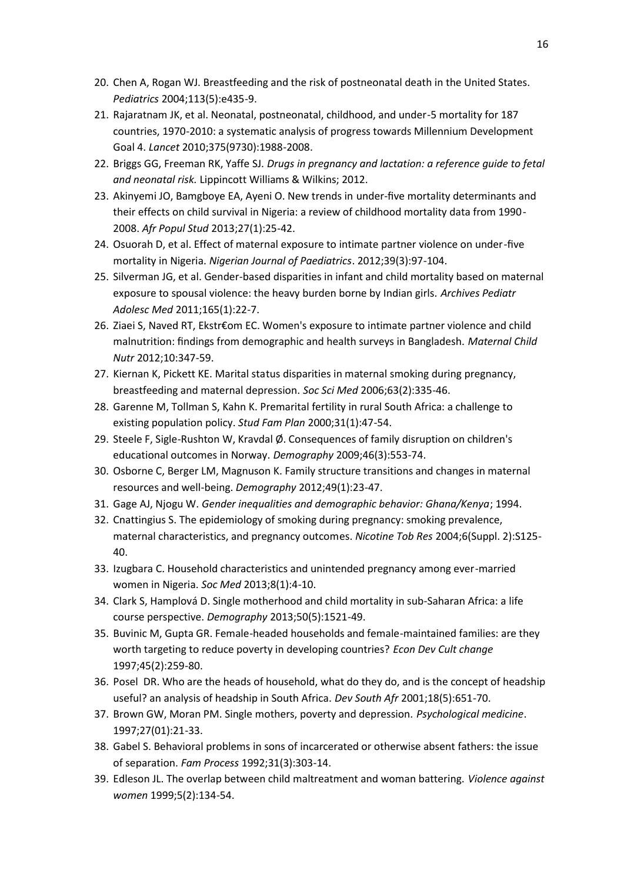20. Chen A, Rogan WJ. Breastfeeding and the risk of postneonatal death in the United States. *Pediatrics* 2004;113(5):e435-9.
21. Rajaratnam JK, et al. Neonatal, postneonatal, childhood, and under-5 mortality for 187 countries, 1970-2010: a systematic analysis of progress towards Millennium Development Goal 4. *Lancet* 2010;375(9730):1988-2008.
22. Briggs GG, Freeman RK, Yaffe SJ. *Drugs in pregnancy and lactation: a reference guide to fetal and neonatal risk.* Lippincott Williams & Wilkins; 2012.
23. Akinyemi JO, Bamgboye EA, Ayeni O. New trends in under-five mortality determinants and their effects on child survival in Nigeria: a review of childhood mortality data from 1990-2008. *Afr Popul Stud* 2013;27(1):25-42.
24. Osuorah D, et al. Effect of maternal exposure to intimate partner violence on under-five mortality in Nigeria. *Nigerian Journal of Paediatrics*. 2012;39(3):97-104.
25. Silverman JG, et al. Gender-based disparities in infant and child mortality based on maternal exposure to spousal violence: the heavy burden borne by Indian girls. *Archives Pediatr Adolesc Med* 2011;165(1):22-7.
26. Ziaei S, Naved RT, Ekstr€om EC. Women's exposure to intimate partner violence and child malnutrition: findings from demographic and health surveys in Bangladesh. *Maternal Child Nutr* 2012;10:347-59.
27. Kiernan K, Pickett KE. Marital status disparities in maternal smoking during pregnancy, breastfeeding and maternal depression. *Soc Sci Med* 2006;63(2):335-46.
28. Garenne M, Tollman S, Kahn K. Premarital fertility in rural South Africa: a challenge to existing population policy. *Stud Fam Plan* 2000;31(1):47-54.
29. Steele F, Sigle-Rushton W, Kravdal Ø. Consequences of family disruption on children's educational outcomes in Norway. *Demography* 2009;46(3):553-74.
30. Osborne C, Berger LM, Magnuson K. Family structure transitions and changes in maternal resources and well-being. *Demography* 2012;49(1):23-47.
31. Gage AJ, Njogu W. *Gender inequalities and demographic behavior: Ghana/Kenya*; 1994.
32. Cnattingius S. The epidemiology of smoking during pregnancy: smoking prevalence, maternal characteristics, and pregnancy outcomes. *Nicotine Tob Res* 2004;6(Suppl. 2):S125-40.
33. Izugbara C. Household characteristics and unintended pregnancy among ever-married women in Nigeria. *Soc Med* 2013;8(1):4-10.
34. Clark S, Hamplová D. Single motherhood and child mortality in sub-Saharan Africa: a life course perspective. *Demography* 2013;50(5):1521-49.
35. Buvinic M, Gupta GR. Female-headed households and female-maintained families: are they worth targeting to reduce poverty in developing countries? *Econ Dev Cult change* 1997;45(2):259-80.
36. Posel DR. Who are the heads of household, what do they do, and is the concept of headship useful? an analysis of headship in South Africa. *Dev South Afr* 2001;18(5):651-70.
37. Brown GW, Moran PM. Single mothers, poverty and depression. *Psychological medicine*. 1997;27(01):21-33.
38. Gabel S. Behavioral problems in sons of incarcerated or otherwise absent fathers: the issue of separation. *Fam Process* 1992;31(3):303-14.
39. Edleson JL. The overlap between child maltreatment and woman battering. *Violence against women* 1999;5(2):134-54.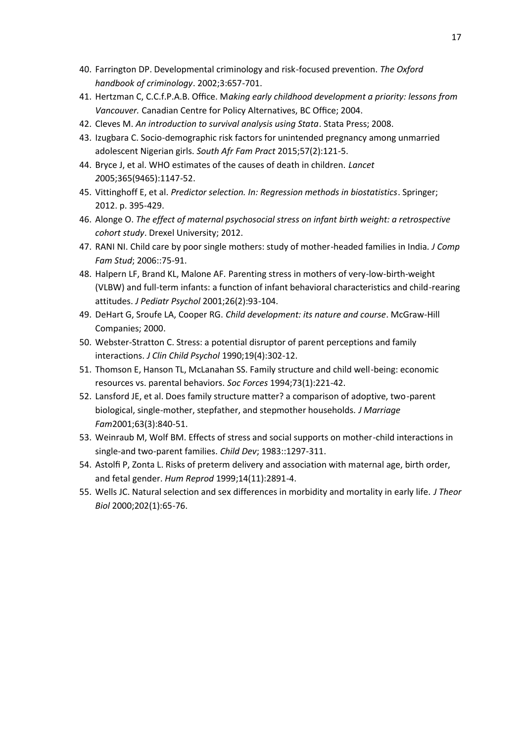40. Farrington DP. Developmental criminology and risk-focused prevention. *The Oxford handbook of criminology*. 2002;3:657-701.
41. Hertzman C, C.C.f.P.A.B. Office. M*aking early childhood development a priority: lessons from Vancouver.* Canadian Centre for Policy Alternatives, BC Office; 2004.
42. Cleves M. *An introduction to survival analysis using Stata*. Stata Press; 2008.
43. Izugbara C. Socio-demographic risk factors for unintended pregnancy among unmarried adolescent Nigerian girls. *South Afr Fam Pract* 2015;57(2):121-5.
44. Bryce J, et al. WHO estimates of the causes of death in children. *Lancet 2*005;365(9465):1147-52.
45. Vittinghoff E, et al. *Predictor selection. In: Regression methods in biostatistics*. Springer; 2012. p. 395-429.
46. Alonge O. *The effect of maternal psychosocial stress on infant birth weight: a retrospective cohort study*. Drexel University; 2012.
47. RANI NI. Child care by poor single mothers: study of mother-headed families in India. *J Comp Fam Stud*; 2006::75-91.
48. Halpern LF, Brand KL, Malone AF. Parenting stress in mothers of very-low-birth-weight (VLBW) and full-term infants: a function of infant behavioral characteristics and child-rearing attitudes. *J Pediatr Psychol* 2001;26(2):93-104.
49. DeHart G, Sroufe LA, Cooper RG. *Child development: its nature and course*. McGraw-Hill Companies; 2000.
50. Webster-Stratton C. Stress: a potential disruptor of parent perceptions and family interactions. *J Clin Child Psychol* 1990;19(4):302-12.
51. Thomson E, Hanson TL, McLanahan SS. Family structure and child well-being: economic resources vs. parental behaviors. *Soc Forces* 1994;73(1):221-42.
52. Lansford JE, et al. Does family structure matter? a comparison of adoptive, two-parent biological, single-mother, stepfather, and stepmother households. *J Marriage Fam*2001;63(3):840-51.
53. Weinraub M, Wolf BM. Effects of stress and social supports on mother-child interactions in single-and two-parent families. *Child Dev*; 1983::1297-311.
54. Astolfi P, Zonta L. Risks of preterm delivery and association with maternal age, birth order, and fetal gender. *Hum Reprod* 1999;14(11):2891-4.
55. Wells JC. Natural selection and sex differences in morbidity and mortality in early life. *J Theor Biol* 2000;202(1):65-76.